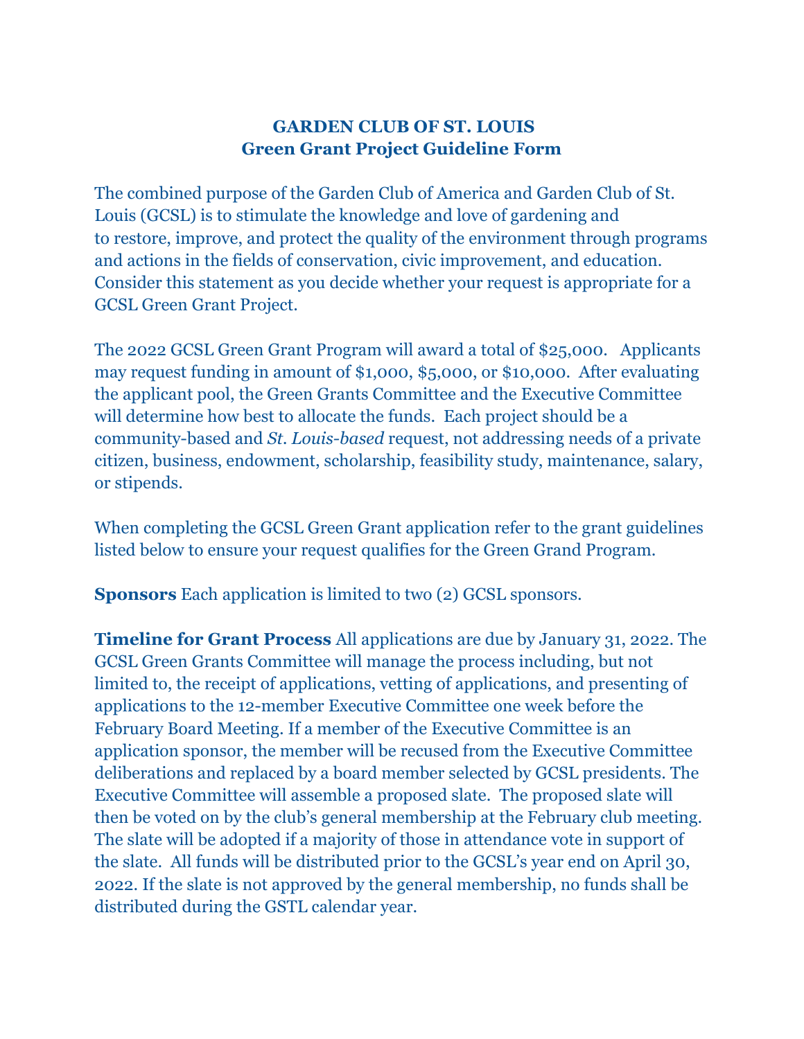**GARDEN CLUB OF ST. LOUIS**
**Green Grant Project Guideline Form**

The combined purpose of the Garden Club of America and Garden Club of St. Louis (GCSL) is to stimulate the knowledge and love of gardening and to restore, improve, and protect the quality of the environment through programs and actions in the fields of conservation, civic improvement, and education. Consider this statement as you decide whether your request is appropriate for a GCSL Green Grant Project.

The 2022 GCSL Green Grant Program will award a total of $25,000. Applicants may request funding in amount of $1,000, $5,000, or $10,000. After evaluating the applicant pool, the Green Grants Committee and the Executive Committee will determine how best to allocate the funds. Each project should be a community-based and *St. Louis-based* request, not addressing needs of a private citizen, business, endowment, scholarship, feasibility study, maintenance, salary, or stipends.

When completing the GCSL Green Grant application refer to the grant guidelines listed below to ensure your request qualifies for the Green Grand Program.

**Sponsors** Each application is limited to two (2) GCSL sponsors.

**Timeline for Grant Process** All applications are due by January 31, 2022. The GCSL Green Grants Committee will manage the process including, but not limited to, the receipt of applications, vetting of applications, and presenting of applications to the 12-member Executive Committee one week before the February Board Meeting. If a member of the Executive Committee is an application sponsor, the member will be recused from the Executive Committee deliberations and replaced by a board member selected by GCSL presidents. The Executive Committee will assemble a proposed slate. The proposed slate will then be voted on by the club's general membership at the February club meeting. The slate will be adopted if a majority of those in attendance vote in support of the slate. All funds will be distributed prior to the GCSL's year end on April 30, 2022. If the slate is not approved by the general membership, no funds shall be distributed during the GSTL calendar year.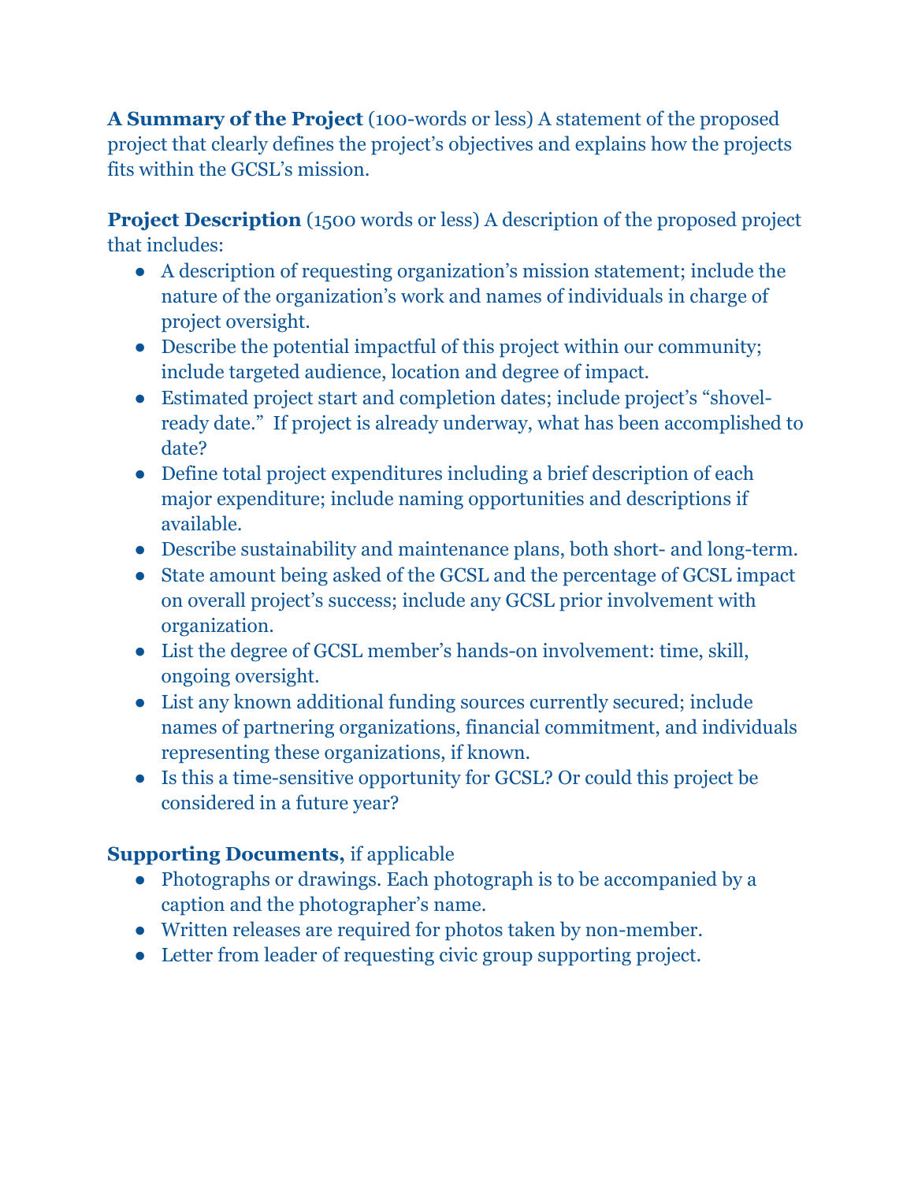**A Summary of the Project** (100-words or less) A statement of the proposed project that clearly defines the project's objectives and explains how the projects fits within the GCSL's mission.

**Project Description** (1500 words or less) A description of the proposed project that includes:

- A description of requesting organization's mission statement; include the nature of the organization's work and names of individuals in charge of project oversight.
- Describe the potential impactful of this project within our community; include targeted audience, location and degree of impact.
- Estimated project start and completion dates; include project's "shovel-ready date." If project is already underway, what has been accomplished to date?
- Define total project expenditures including a brief description of each major expenditure; include naming opportunities and descriptions if available.
- Describe sustainability and maintenance plans, both short- and long-term.
- State amount being asked of the GCSL and the percentage of GCSL impact on overall project's success; include any GCSL prior involvement with organization.
- List the degree of GCSL member's hands-on involvement: time, skill, ongoing oversight.
- List any known additional funding sources currently secured; include names of partnering organizations, financial commitment, and individuals representing these organizations, if known.
- Is this a time-sensitive opportunity for GCSL? Or could this project be considered in a future year?

**Supporting Documents,** if applicable

- Photographs or drawings. Each photograph is to be accompanied by a caption and the photographer's name.
- Written releases are required for photos taken by non-member.
- Letter from leader of requesting civic group supporting project.